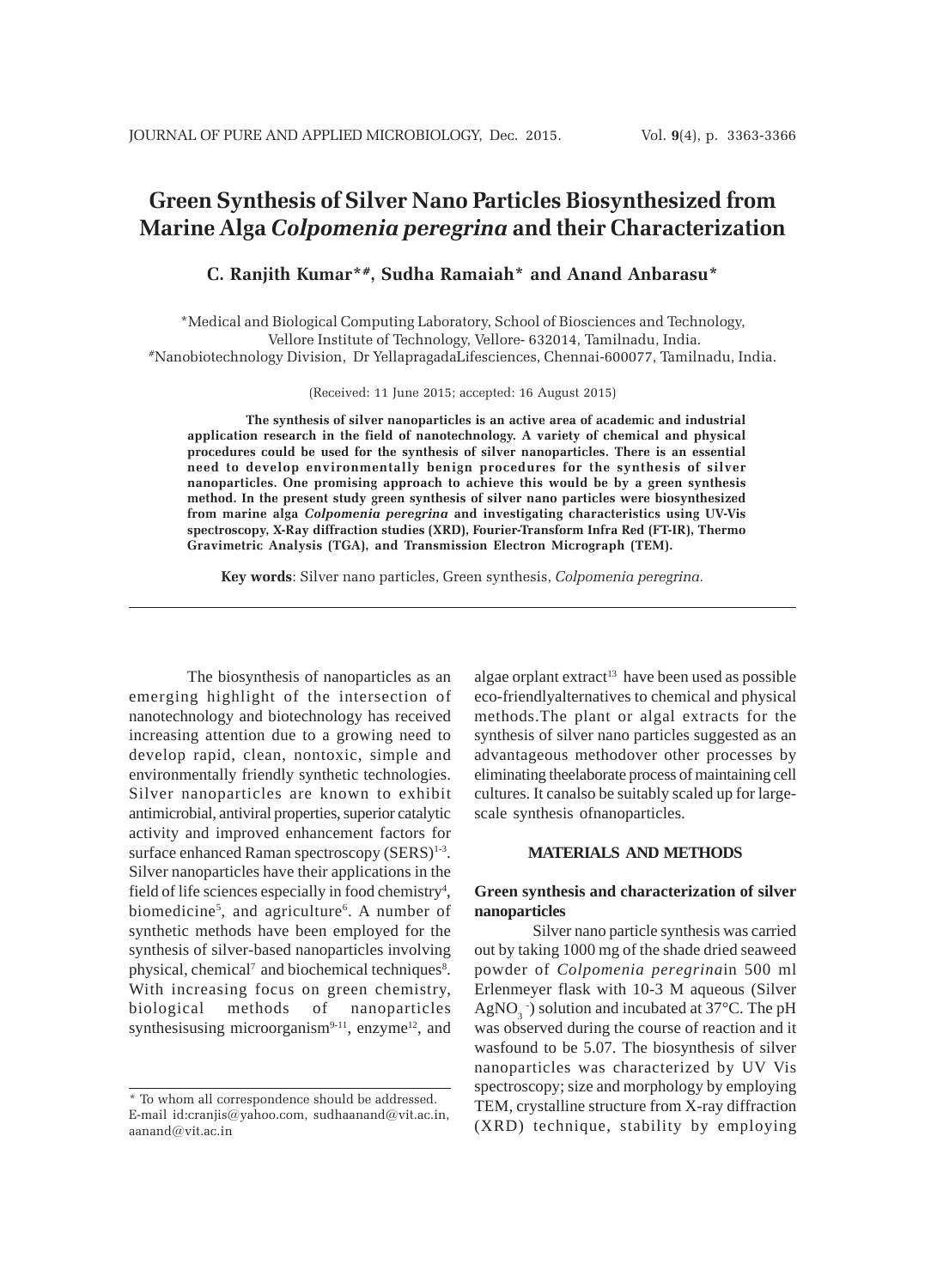# Green Synthesis of Silver Nano Particles Biosynthesized from Marine Alga *Colpomenia peregrina* and their Characterization

**C. Ranjith Kumar*#, Sudha Ramaiah* and Anand Anbarasu***

*Medical and Biological Computing Laboratory, School of Biosciences and Technology, Vellore Institute of Technology, Vellore- 632014, Tamilnadu, India.
#Nanobiotechnology Division, Dr YellapragadaLifesciences, Chennai-600077, Tamilnadu, India.

(Received: 11 June 2015; accepted: 16 August 2015)

**The synthesis of silver nanoparticles is an active area of academic and industrial application research in the field of nanotechnology. A variety of chemical and physical procedures could be used for the synthesis of silver nanoparticles. There is an essential need to develop environmentally benign procedures for the synthesis of silver nanoparticles. One promising approach to achieve this would be by a green synthesis method. In the present study green synthesis of silver nano particles were biosynthesized from marine alga *Colpomenia peregrina* and investigating characteristics using UV-Vis spectroscopy, X-Ray diffraction studies (XRD), Fourier-Transform Infra Red (FT-IR), Thermo Gravimetric Analysis (TGA), and Transmission Electron Micrograph (TEM).**

**Key words**: Silver nano particles, Green synthesis, *Colpomenia peregrina*.

The biosynthesis of nanoparticles as an emerging highlight of the intersection of nanotechnology and biotechnology has received increasing attention due to a growing need to develop rapid, clean, nontoxic, simple and environmentally friendly synthetic technologies. Silver nanoparticles are known to exhibit antimicrobial, antiviral properties, superior catalytic activity and improved enhancement factors for surface enhanced Raman spectroscopy (SERS)[1-3]. Silver nanoparticles have their applications in the field of life sciences especially in food chemistry[4], biomedicine[5], and agriculture[6]. A number of synthetic methods have been employed for the synthesis of silver-based nanoparticles involving physical, chemical[7] and biochemical techniques[8]. With increasing focus on green chemistry, biological methods of nanoparticles synthesisusing microorganism[9-11], enzyme[12], and algae orplant extract[13] have been used as possible eco-friendlyalternatives to chemical and physical methods.The plant or algal extracts for the synthesis of silver nano particles suggested as an advantageous methodover other processes by eliminating theelaborate process of maintaining cell cultures. It canalso be suitably scaled up for large-scale synthesis ofnanoparticles.

## MATERIALS AND METHODS

### Green synthesis and characterization of silver nanoparticles

Silver nano particle synthesis was carried out by taking 1000 mg of the shade dried seaweed powder of *Colpomenia peregrina*in 500 ml Erlenmeyer flask with 10-3 M aqueous (Silver $AgNO_3^-$) solution and incubated at 37°C. The pH was observed during the course of reaction and it wasfound to be 5.07. The biosynthesis of silver nanoparticles was characterized by UV Vis spectroscopy; size and morphology by employing TEM, crystalline structure from X-ray diffraction (XRD) technique, stability by employing

\* To whom all correspondence should be addressed.
E-mail id:cranjis@yahoo.com, sudhaanand@vit.ac.in, aanand@vit.ac.in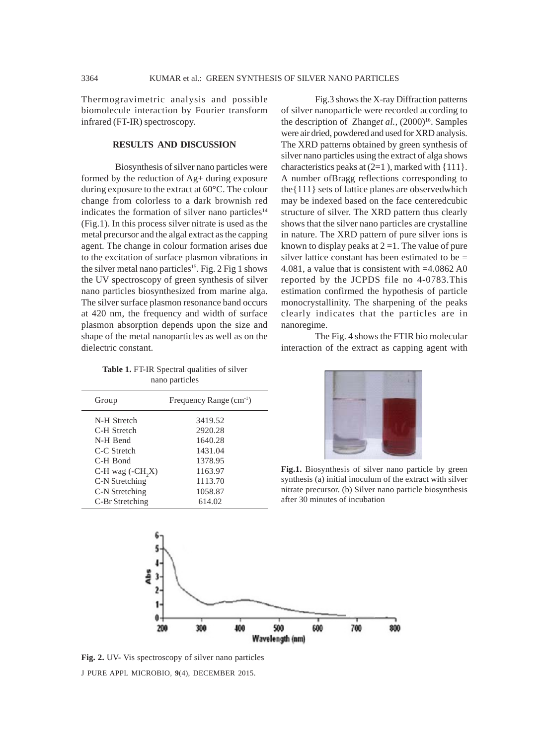Thermogravimetric analysis and possible biomolecule interaction by Fourier transform infrared (FT-IR) spectroscopy.

## RESULTS AND DISCUSSION

Biosynthesis of silver nano particles were formed by the reduction of Ag+ during exposure during exposure to the extract at 60°C. The colour change from colorless to a dark brownish red indicates the formation of silver nano particles[14] (Fig.1). In this process silver nitrate is used as the metal precursor and the algal extract as the capping agent. The change in colour formation arises due to the excitation of surface plasmon vibrations in the silver metal nano particles[15]. Fig. 2 Fig 1 shows the UV spectroscopy of green synthesis of silver nano particles biosynthesized from marine alga. The silver surface plasmon resonance band occurs at 420 nm, the frequency and width of surface plasmon absorption depends upon the size and shape of the metal nanoparticles as well as on the dielectric constant.

**Table 1.** FT-IR Spectral qualities of silver nano particles

| Group | Frequency Range ($cm^{-1}$) |
|---|---|
| N-H Stretch | 3419.52 |
| C-H Stretch | 2920.28 |
| N-H Bend | 1640.28 |
| C-C Stretch | 1431.04 |
| C-H Bond | 1378.95 |
| C-H wag ($-CH_2X$) | 1163.97 |
| C-N Stretching | 1113.70 |
| C-N Stretching | 1058.87 |
| C-Br Stretching | 614.02 |

Fig.3 shows the X-ray Diffraction patterns of silver nanoparticle were recorded according to the description of Zhang*et al.*, (2000)[16]. Samples were air dried, powdered and used for XRD analysis. The XRD patterns obtained by green synthesis of silver nano particles using the extract of alga shows characteristics peaks at (2=1 ), marked with {111}. A number ofBragg reflections corresponding to the{111} sets of lattice planes are observedwhich may be indexed based on the face centeredcubic structure of silver. The XRD pattern thus clearly shows that the silver nano particles are crystalline in nature. The XRD pattern of pure silver ions is known to display peaks at 2 =1. The value of pure silver lattice constant has been estimated to be = 4.081, a value that is consistent with =4.0862 A0 reported by the JCPDS file no 4-0783.This estimation confirmed the hypothesis of particle monocrystallinity. The sharpening of the peaks clearly indicates that the particles are in nanoregime.

The Fig. 4 shows the FTIR bio molecular interaction of the extract as capping agent with

**Fig.1.** Biosynthesis of silver nano particle by green synthesis (a) initial inoculum of the extract with silver nitrate precursor. (b) Silver nano particle biosynthesis after 30 minutes of incubation

**Fig. 2.** UV- Vis spectroscopy of silver nano particles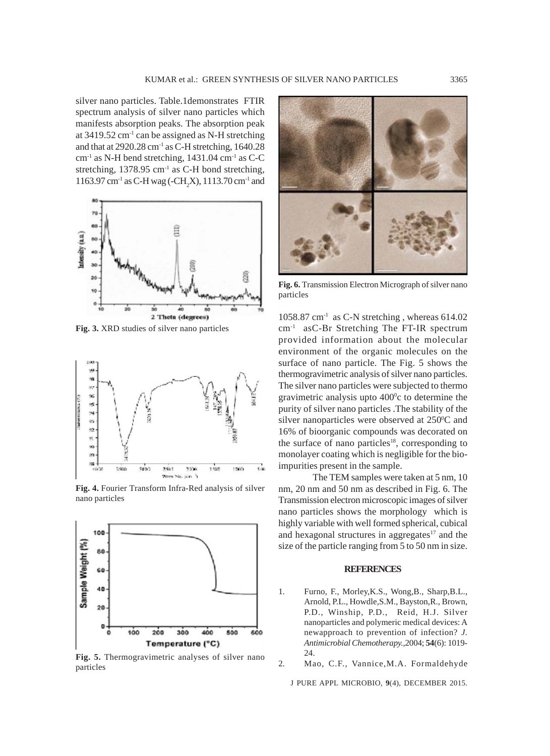silver nano particles. Table.1demonstrates FTIR spectrum analysis of silver nano particles which manifests absorption peaks. The absorption peak at 3419.52 $cm^{-1}$ can be assigned as N-H stretching and that at 2920.28 $cm^{-1}$ as C-H stretching, 1640.28 $cm^{-1}$ as N-H bend stretching, 1431.04 $cm^{-1}$ as C-C stretching, 1378.95 $cm^{-1}$ as C-H bond stretching, 1163.97 $cm^{-1}$ as C-H wag (-$CH_2X$), 1113.70 $cm^{-1}$ and 1058.87 $cm^{-1}$ as C-N stretching , whereas 614.02 $cm^{-1}$ asC-Br Stretching The FT-IR spectrum provided information about the molecular environment of the organic molecules on the surface of nano particle. The Fig. 5 shows the thermogravimetric analysis of silver nano particles. The silver nano particles were subjected to thermo gravimetric analysis upto $400^0$c to determine the purity of silver nano particles .The stability of the silver nanoparticles were observed at $250^0$C and 16% of bioorganic compounds was decorated on the surface of nano particles[18], corresponding to monolayer coating which is negligible for the bio-impurities present in the sample.

**Fig. 3.** XRD studies of silver nano particles

**Fig. 4.** Fourier Transform Infra-Red analysis of silver nano particles

**Fig. 5.** Thermogravimetric analyses of silver nano particles

**Fig. 6.** Transmission Electron Micrograph of silver nano particles

The TEM samples were taken at 5 nm, 10 nm, 20 nm and 50 nm as described in Fig. 6. The Transmission electron microscopic images of silver nano particles shows the morphology which is highly variable with well formed spherical, cubical and hexagonal structures in aggregates[17] and the size of the particle ranging from 5 to 50 nm in size.

## REFERENCES

1. Furno, F., Morley,K.S., Wong,B., Sharp,B.L., Arnold, P.L., Howdle,S.M., Bayston,R., Brown, P.D., Winship, P.D., Reid, H.J. Silver nanoparticles and polymeric medical devices: A newapproach to prevention of infection? *J. Antimicrobial Chemotherapy.*,2004; **54**(6): 1019-24.
2. Mao, C.F., Vannice,M.A. Formaldehyde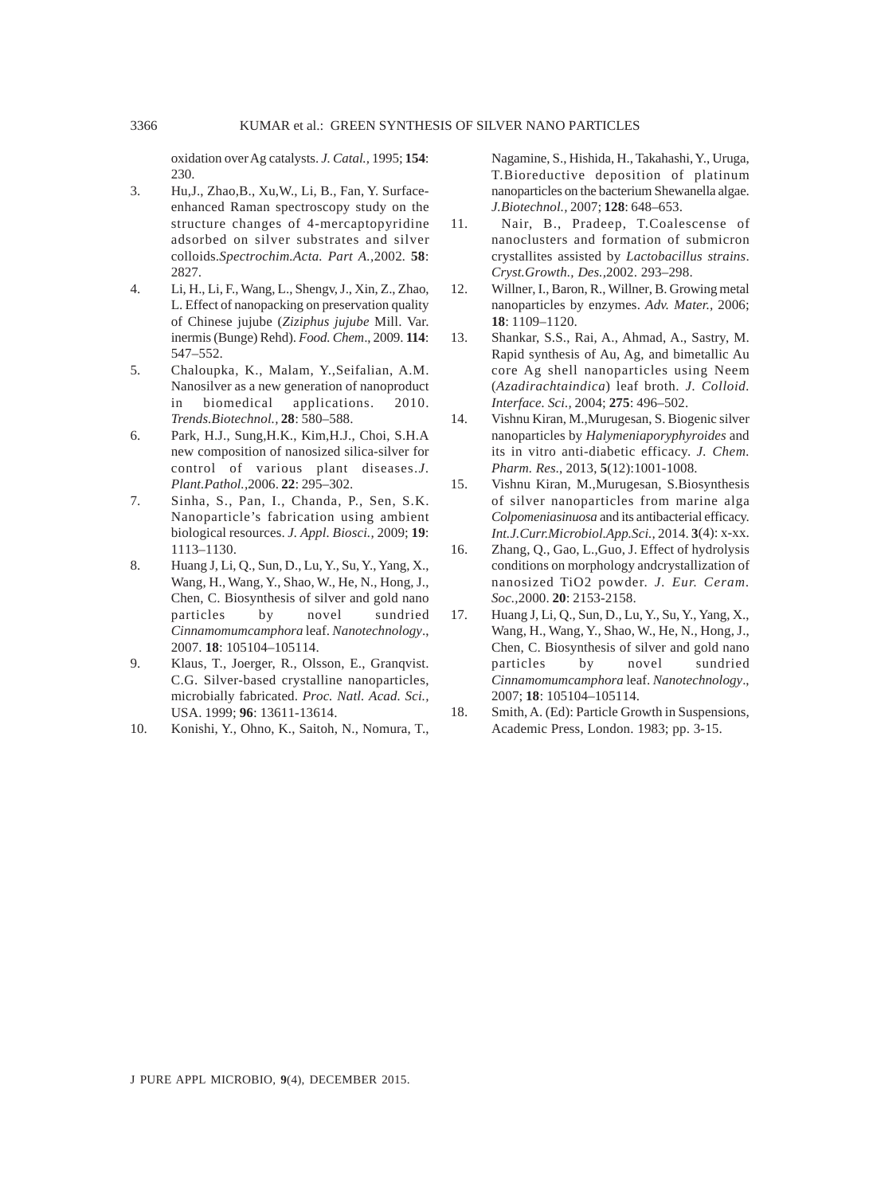oxidation over Ag catalysts. *J. Catal.,* 1995; **154**: 230.

3. Hu,J., Zhao,B., Xu,W., Li, B., Fan, Y. Surface-enhanced Raman spectroscopy study on the structure changes of 4-mercaptopyridine adsorbed on silver substrates and silver colloids.*Spectrochim.Acta. Part A.,*2002. **58**: 2827.
4. Li, H., Li, F., Wang, L., Shengv, J., Xin, Z., Zhao, L. Effect of nanopacking on preservation quality of Chinese jujube (*Ziziphus jujube* Mill. Var. inermis (Bunge) Rehd). *Food. Chem*., 2009. **114**: 547–552.
5. Chaloupka, K., Malam, Y.,Seifalian, A.M. Nanosilver as a new generation of nanoproduct in biomedical applications. 2010. *Trends.Biotechnol.,* **28**: 580–588.
6. Park, H.J., Sung,H.K., Kim,H.J., Choi, S.H.A new composition of nanosized silica-silver for control of various plant diseases.*J. Plant.Pathol.,*2006. **22**: 295–302.
7. Sinha, S., Pan, I., Chanda, P., Sen, S.K. Nanoparticle's fabrication using ambient biological resources. *J. Appl. Biosci.*, 2009; **19**: 1113–1130.
8. Huang J, Li, Q., Sun, D., Lu, Y., Su, Y., Yang, X., Wang, H., Wang, Y., Shao, W., He, N., Hong, J., Chen, C. Biosynthesis of silver and gold nano particles by novel sundried *Cinnamomumcamphora* leaf. *Nanotechnology*., 2007. **18**: 105104–105114.
9. Klaus, T., Joerger, R., Olsson, E., Granqvist. C.G. Silver-based crystalline nanoparticles, microbially fabricated. *Proc. Natl. Acad. Sci.*, USA. 1999; **96**: 13611-13614.
10. Konishi, Y., Ohno, K., Saitoh, N., Nomura, T., Nagamine, S., Hishida, H., Takahashi, Y., Uruga, T.Bioreductive deposition of platinum nanoparticles on the bacterium Shewanella algae. *J.Biotechnol.,* 2007; **128**: 648–653.
11. Nair, B., Pradeep, T.Coalescense of nanoclusters and formation of submicron crystallites assisted by *Lactobacillus strains*. *Cryst.Growth., Des.,*2002. 293–298.
12. Willner, I., Baron, R., Willner, B. Growing metal nanoparticles by enzymes. *Adv. Mater.,* 2006; **18**: 1109–1120.
13. Shankar, S.S., Rai, A., Ahmad, A., Sastry, M. Rapid synthesis of Au, Ag, and bimetallic Au core Ag shell nanoparticles using Neem (*Azadirachtaindica*) leaf broth. *J. Colloid. Interface. Sci.,* 2004; **275**: 496–502.
14. Vishnu Kiran, M.,Murugesan, S. Biogenic silver nanoparticles by *Halymeniaporyphyroides* and its in vitro anti-diabetic efficacy. *J. Chem. Pharm. Res.*, 2013, **5**(12):1001-1008.
15. Vishnu Kiran, M.,Murugesan, S.Biosynthesis of silver nanoparticles from marine alga *Colpomeniasinuosa* and its antibacterial efficacy. *Int.J.Curr.Microbiol.App.Sci.,* 2014. **3**(4): x-xx.
16. Zhang, Q., Gao, L.,Guo, J. Effect of hydrolysis conditions on morphology andcrystallization of nanosized TiO2 powder. *J. Eur. Ceram. Soc.,*2000. **20**: 2153-2158.
17. Huang J, Li, Q., Sun, D., Lu, Y., Su, Y., Yang, X., Wang, H., Wang, Y., Shao, W., He, N., Hong, J., Chen, C. Biosynthesis of silver and gold nano particles by novel sundried *Cinnamomumcamphora* leaf. *Nanotechnology*., 2007; **18**: 105104–105114.
18. Smith, A. (Ed): Particle Growth in Suspensions, Academic Press, London. 1983; pp. 3-15.